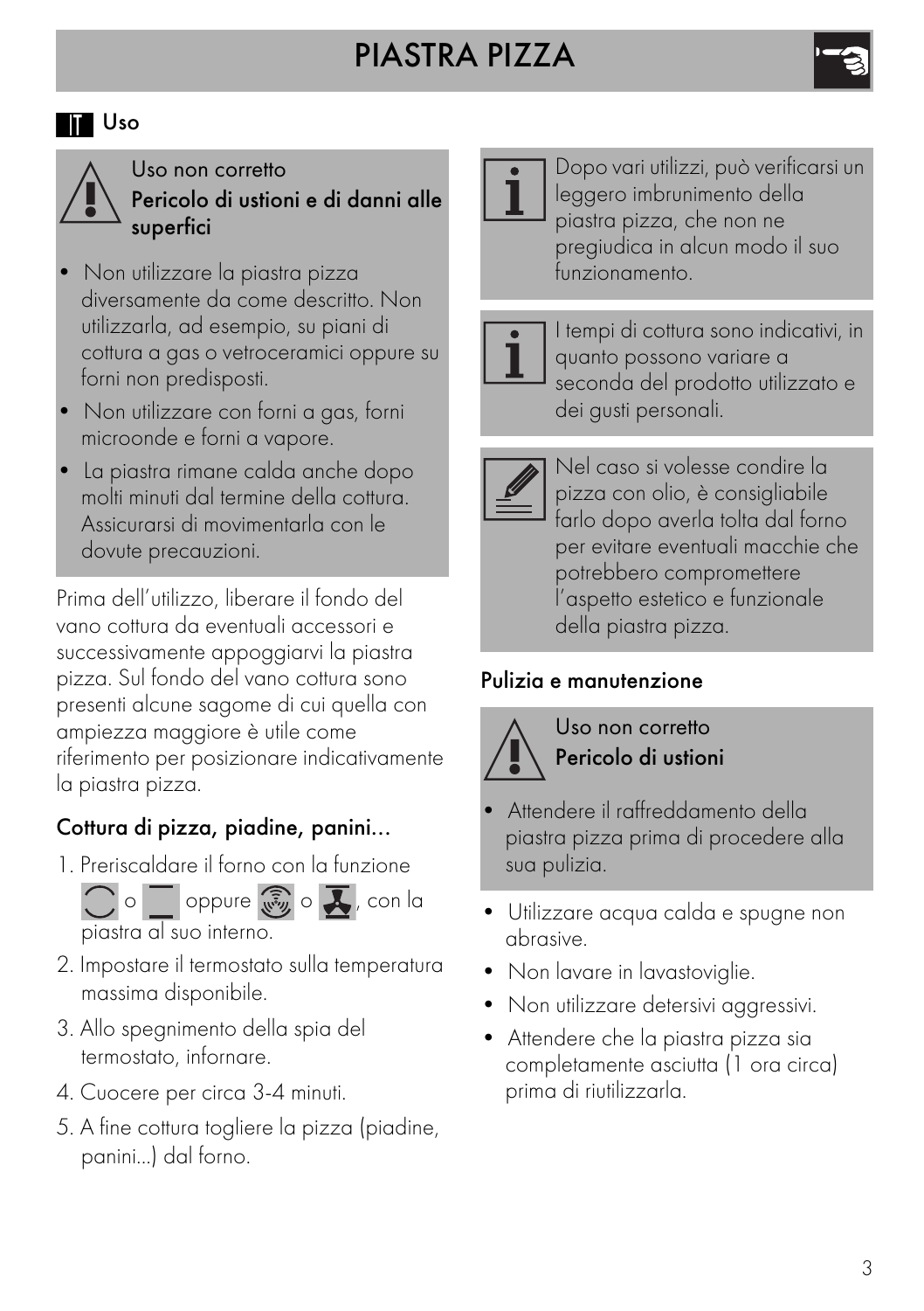# PIASTRA PIZZA

## IT Uso

> **Uso non corretto**
> **Pericolo di ustioni e di danni alle superfici**
>
> - Non utilizzare la piastra pizza diversamente da come descritto. Non utilizzarla, ad esempio, su piani di cottura a gas o vetroceramici oppure su forni non predisposti.
> - Non utilizzare con forni a gas, forni microonde e forni a vapore.
> - La piastra rimane calda anche dopo molti minuti dal termine della cottura. Assicurarsi di movimentarla con le dovute precauzioni.

Prima dell'utilizzo, liberare il fondo del vano cottura da eventuali accessori e successivamente appoggiarvi la piastra pizza. Sul fondo del vano cottura sono presenti alcune sagome di cui quella con ampiezza maggiore è utile come riferimento per posizionare indicativamente la piastra pizza.

### Cottura di pizza, piadine, panini...

1. Preriscaldare il forno con la funzione o oppure o , con la piastra al suo interno.
2. Impostare il termostato sulla temperatura massima disponibile.
3. Allo spegnimento della spia del termostato, infornare.
4. Cuocere per circa 3-4 minuti.
5. A fine cottura togliere la pizza (piadine, panini...) dal forno.

> Dopo vari utilizzi, può verificarsi un leggero imbrunimento della piastra pizza, che non ne pregiudica in alcun modo il suo funzionamento.

> I tempi di cottura sono indicativi, in quanto possono variare a seconda del prodotto utilizzato e dei gusti personali.

> Nel caso si volesse condire la pizza con olio, è consigliabile farlo dopo averla tolta dal forno per evitare eventuali macchie che potrebbero compromettere l'aspetto estetico e funzionale della piastra pizza.

### Pulizia e manutenzione

> **Uso non corretto**
> **Pericolo di ustioni**
>
> - Attendere il raffreddamento della piastra pizza prima di procedere alla sua pulizia.

- Utilizzare acqua calda e spugne non abrasive.
- Non lavare in lavastoviglie.
- Non utilizzare detersivi aggressivi.
- Attendere che la piastra pizza sia completamente asciutta (1 ora circa) prima di riutilizzarla.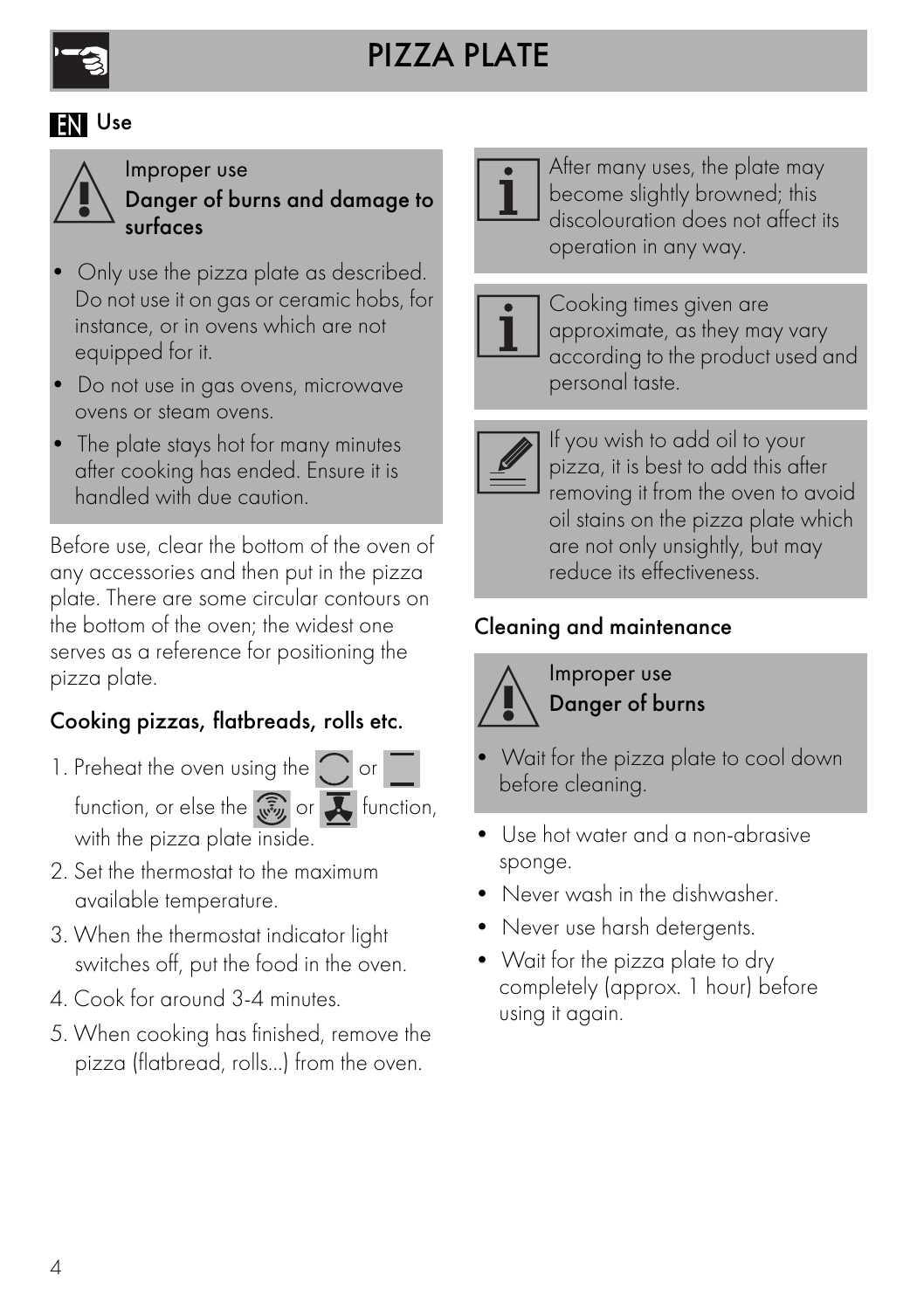# PIZZA PLATE

## EN Use

> **Improper use**
> **Danger of burns and damage to surfaces**
>
> - Only use the pizza plate as described. Do not use it on gas or ceramic hobs, for instance, or in ovens which are not equipped for it.
> - Do not use in gas ovens, microwave ovens or steam ovens.
> - The plate stays hot for many minutes after cooking has ended. Ensure it is handled with due caution.

Before use, clear the bottom of the oven of any accessories and then put in the pizza plate. There are some circular contours on the bottom of the oven; the widest one serves as a reference for positioning the pizza plate.

### Cooking pizzas, flatbreads, rolls etc.

1. Preheat the oven using the or function, or else the or function, with the pizza plate inside.
2. Set the thermostat to the maximum available temperature.
3. When the thermostat indicator light switches off, put the food in the oven.
4. Cook for around 3-4 minutes.
5. When cooking has finished, remove the pizza (flatbread, rolls...) from the oven.

> After many uses, the plate may become slightly browned; this discolouration does not affect its operation in any way.

> Cooking times given are approximate, as they may vary according to the product used and personal taste.

> If you wish to add oil to your pizza, it is best to add this after removing it from the oven to avoid oil stains on the pizza plate which are not only unsightly, but may reduce its effectiveness.

### Cleaning and maintenance

> **Improper use**
> **Danger of burns**
>
> - Wait for the pizza plate to cool down before cleaning.

- Use hot water and a non-abrasive sponge.
- Never wash in the dishwasher.
- Never use harsh detergents.
- Wait for the pizza plate to dry completely (approx. 1 hour) before using it again.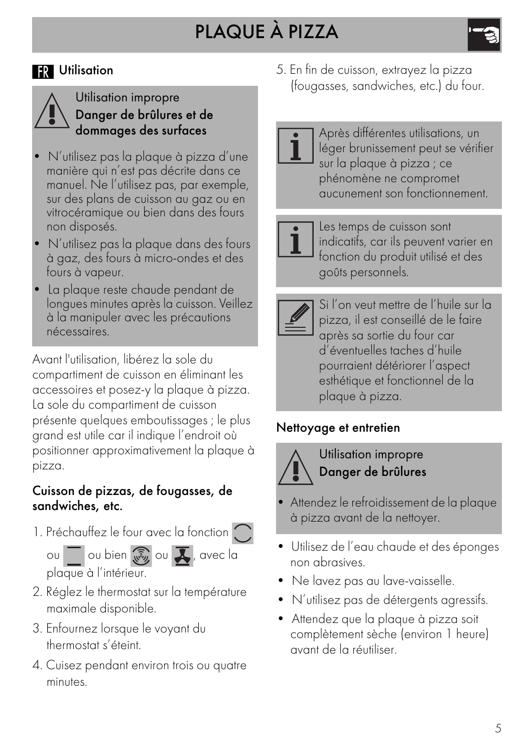# PLAQUE À PIZZA

## FR Utilisation

> **Utilisation impropre**
> **Danger de brûlures et de dommages des surfaces**
>
> - N'utilisez pas la plaque à pizza d'une manière qui n'est pas décrite dans ce manuel. Ne l'utilisez pas, par exemple, sur des plans de cuisson au gaz ou en vitrocéramique ou bien dans des fours non disposés.
> - N'utilisez pas la plaque dans des fours à gaz, des fours à micro-ondes et des fours à vapeur.
> - La plaque reste chaude pendant de longues minutes après la cuisson. Veillez à la manipuler avec les précautions nécessaires.

Avant l'utilisation, libérez la sole du compartiment de cuisson en éliminant les accessoires et posez-y la plaque à pizza. La sole du compartiment de cuisson présente quelques emboutissages ; le plus grand est utile car il indique l'endroit où positionner approximativement la plaque à pizza.

### Cuisson de pizzas, de fougasses, de sandwiches, etc.

1. Préchauffez le four avec la fonction ou ou bien ou , avec la plaque à l'intérieur.
2. Réglez le thermostat sur la température maximale disponible.
3. Enfournez lorsque le voyant du thermostat s'éteint.
4. Cuisez pendant environ trois ou quatre minutes.
5. En fin de cuisson, extrayez la pizza (fougasses, sandwiches, etc.) du four.

> Après différentes utilisations, un léger brunissement peut se vérifier sur la plaque à pizza ; ce phénomène ne compromet aucunement son fonctionnement.

> Les temps de cuisson sont indicatifs, car ils peuvent varier en fonction du produit utilisé et des goûts personnels.

> Si l'on veut mettre de l'huile sur la pizza, il est conseillé de le faire après sa sortie du four car d'éventuelles taches d'huile pourraient détériorer l'aspect esthétique et fonctionnel de la plaque à pizza.

### Nettoyage et entretien

> **Utilisation impropre**
> **Danger de brûlures**
>
> - Attendez le refroidissement de la plaque à pizza avant de la nettoyer.

- Utilisez de l'eau chaude et des éponges non abrasives.
- Ne lavez pas au lave-vaisselle.
- N'utilisez pas de détergents agressifs.
- Attendez que la plaque à pizza soit complètement sèche (environ 1 heure) avant de la réutiliser.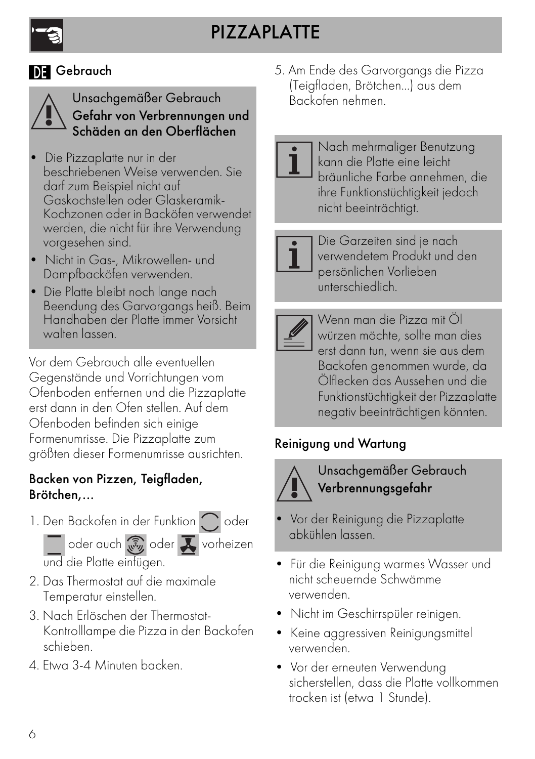# PIZZAPLATTE

## DE Gebrauch

> **Unsachgemäßer Gebrauch**
> **Gefahr von Verbrennungen und Schäden an den Oberflächen**
>
> - Die Pizzaplatte nur in der beschriebenen Weise verwenden. Sie darf zum Beispiel nicht auf Gaskochstellen oder Glaskeramik-Kochzonen oder in Backöfen verwendet werden, die nicht für ihre Verwendung vorgesehen sind.
> - Nicht in Gas-, Mikrowellen- und Dampfbacköfen verwenden.
> - Die Platte bleibt noch lange nach Beendung des Garvorgangs heiß. Beim Handhaben der Platte immer Vorsicht walten lassen.

Vor dem Gebrauch alle eventuellen Gegenstände und Vorrichtungen vom Ofenboden entfernen und die Pizzaplatte erst dann in den Ofen stellen. Auf dem Ofenboden befinden sich einige Formenumrisse. Die Pizzaplatte zum größten dieser Formenumrisse ausrichten.

### Backen von Pizzen, Teigfladen, Brötchen,...

1. Den Backofen in der Funktion oder oder auch oder vorheizen und die Platte einfügen.
2. Das Thermostat auf die maximale Temperatur einstellen.
3. Nach Erlöschen der Thermostat-Kontrolllampe die Pizza in den Backofen schieben.
4. Etwa 3-4 Minuten backen.
5. Am Ende des Garvorgangs die Pizza (Teigfladen, Brötchen...) aus dem Backofen nehmen.

> Nach mehrmaliger Benutzung kann die Platte eine leicht bräunliche Farbe annehmen, die ihre Funktionstüchtigkeit jedoch nicht beeinträchtigt.

> Die Garzeiten sind je nach verwendetem Produkt und den persönlichen Vorlieben unterschiedlich.

> Wenn man die Pizza mit Öl würzen möchte, sollte man dies erst dann tun, wenn sie aus dem Backofen genommen wurde, da Ölflecken das Aussehen und die Funktionstüchtigkeit der Pizzaplatte negativ beeinträchtigen könnten.

### Reinigung und Wartung

> **Unsachgemäßer Gebrauch**
> **Verbrennungsgefahr**
>
> - Vor der Reinigung die Pizzaplatte abkühlen lassen.

- Für die Reinigung warmes Wasser und nicht scheuernde Schwämme verwenden.
- Nicht im Geschirrspüler reinigen.
- Keine aggressiven Reinigungsmittel verwenden.
- Vor der erneuten Verwendung sicherstellen, dass die Platte vollkommen trocken ist (etwa 1 Stunde).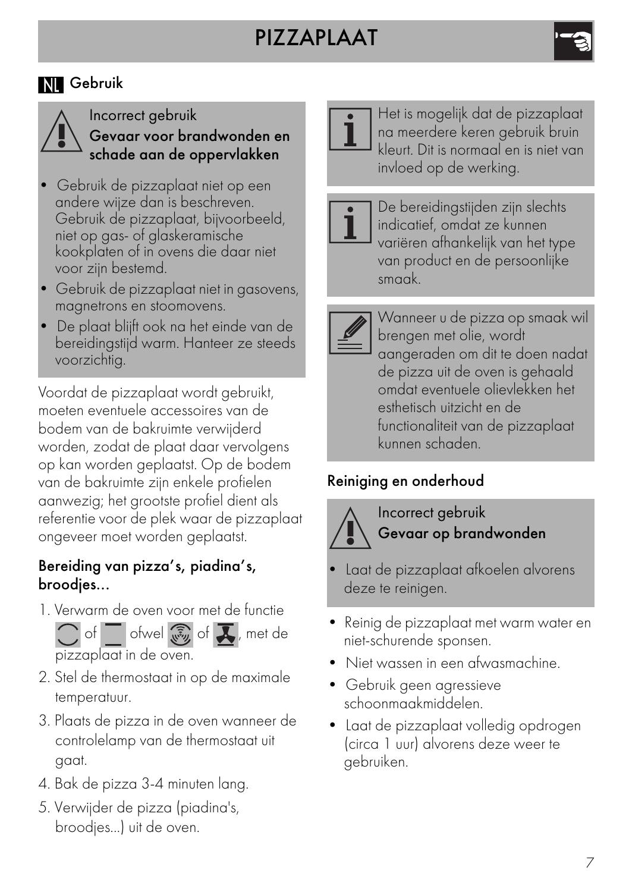# PIZZAPLAAT

## NL Gebruik

> **Incorrect gebruik**
> **Gevaar voor brandwonden en schade aan de oppervlakken**
>
> - Gebruik de pizzaplaat niet op een andere wijze dan is beschreven. Gebruik de pizzaplaat, bijvoorbeeld, niet op gas- of glaskeramische kookplaten of in ovens die daar niet voor zijn bestemd.
> - Gebruik de pizzaplaat niet in gasovens, magnetrons en stoomovens.
> - De plaat blijft ook na het einde van de bereidingstijd warm. Hanteer ze steeds voorzichtig.

Voordat de pizzaplaat wordt gebruikt, moeten eventuele accessoires van de bodem van de bakruimte verwijderd worden, zodat de plaat daar vervolgens op kan worden geplaatst. Op de bodem van de bakruimte zijn enkele profielen aanwezig; het grootste profiel dient als referentie voor de plek waar de pizzaplaat ongeveer moet worden geplaatst.

### Bereiding van pizza's, piadina's, broodjes...

1. Verwarm de oven voor met de functie of ofwel of , met de pizzaplaat in de oven.
2. Stel de thermostaat in op de maximale temperatuur.
3. Plaats de pizza in de oven wanneer de controlelamp van de thermostaat uit gaat.
4. Bak de pizza 3-4 minuten lang.
5. Verwijder de pizza (piadina's, broodjes...) uit de oven.

> Het is mogelijk dat de pizzaplaat na meerdere keren gebruik bruin kleurt. Dit is normaal en is niet van invloed op de werking.

> De bereidingstijden zijn slechts indicatief, omdat ze kunnen variëren afhankelijk van het type van product en de persoonlijke smaak.

> Wanneer u de pizza op smaak wil brengen met olie, wordt aangeraden om dit te doen nadat de pizza uit de oven is gehaald omdat eventuele olievlekken het esthetisch uitzicht en de functionaliteit van de pizzaplaat kunnen schaden.

### Reiniging en onderhoud

> **Incorrect gebruik**
> **Gevaar op brandwonden**
>
> - Laat de pizzaplaat afkoelen alvorens deze te reinigen.

- Reinig de pizzaplaat met warm water en niet-schurende sponsen.
- Niet wassen in een afwasmachine.
- Gebruik geen agressieve schoonmaakmiddelen.
- Laat de pizzaplaat volledig opdrogen (circa 1 uur) alvorens deze weer te gebruiken.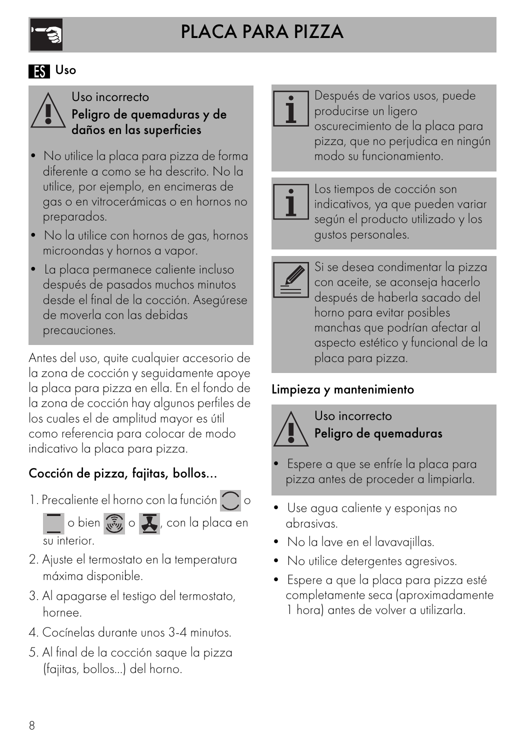# PLACA PARA PIZZA

## ES Uso

> **Uso incorrecto**
> **Peligro de quemaduras y de daños en las superficies**
>
> - No utilice la placa para pizza de forma diferente a como se ha descrito. No la utilice, por ejemplo, en encimeras de gas o en vitrocerámicas o en hornos no preparados.
> - No la utilice con hornos de gas, hornos microondas y hornos a vapor.
> - La placa permanece caliente incluso después de pasados muchos minutos desde el final de la cocción. Asegúrese de moverla con las debidas precauciones.

Antes del uso, quite cualquier accesorio de la zona de cocción y seguidamente apoye la placa para pizza en ella. En el fondo de la zona de cocción hay algunos perfiles de los cuales el de amplitud mayor es útil como referencia para colocar de modo indicativo la placa para pizza.

### Cocción de pizza, fajitas, bollos...

1. Precaliente el horno con la función o o bien o , con la placa en su interior.
2. Ajuste el termostato en la temperatura máxima disponible.
3. Al apagarse el testigo del termostato, hornee.
4. Cocínelas durante unos 3-4 minutos.
5. Al final de la cocción saque la pizza (fajitas, bollos...) del horno.

> Después de varios usos, puede producirse un ligero oscurecimiento de la placa para pizza, que no perjudica en ningún modo su funcionamiento.

> Los tiempos de cocción son indicativos, ya que pueden variar según el producto utilizado y los gustos personales.

> Si se desea condimentar la pizza con aceite, se aconseja hacerlo después de haberla sacado del horno para evitar posibles manchas que podrían afectar al aspecto estético y funcional de la placa para pizza.

### Limpieza y mantenimiento

> **Uso incorrecto**
> **Peligro de quemaduras**
>
> - Espere a que se enfríe la placa para pizza antes de proceder a limpiarla.

- Use agua caliente y esponjas no abrasivas.
- No la lave en el lavavajillas.
- No utilice detergentes agresivos.
- Espere a que la placa para pizza esté completamente seca (aproximadamente 1 hora) antes de volver a utilizarla.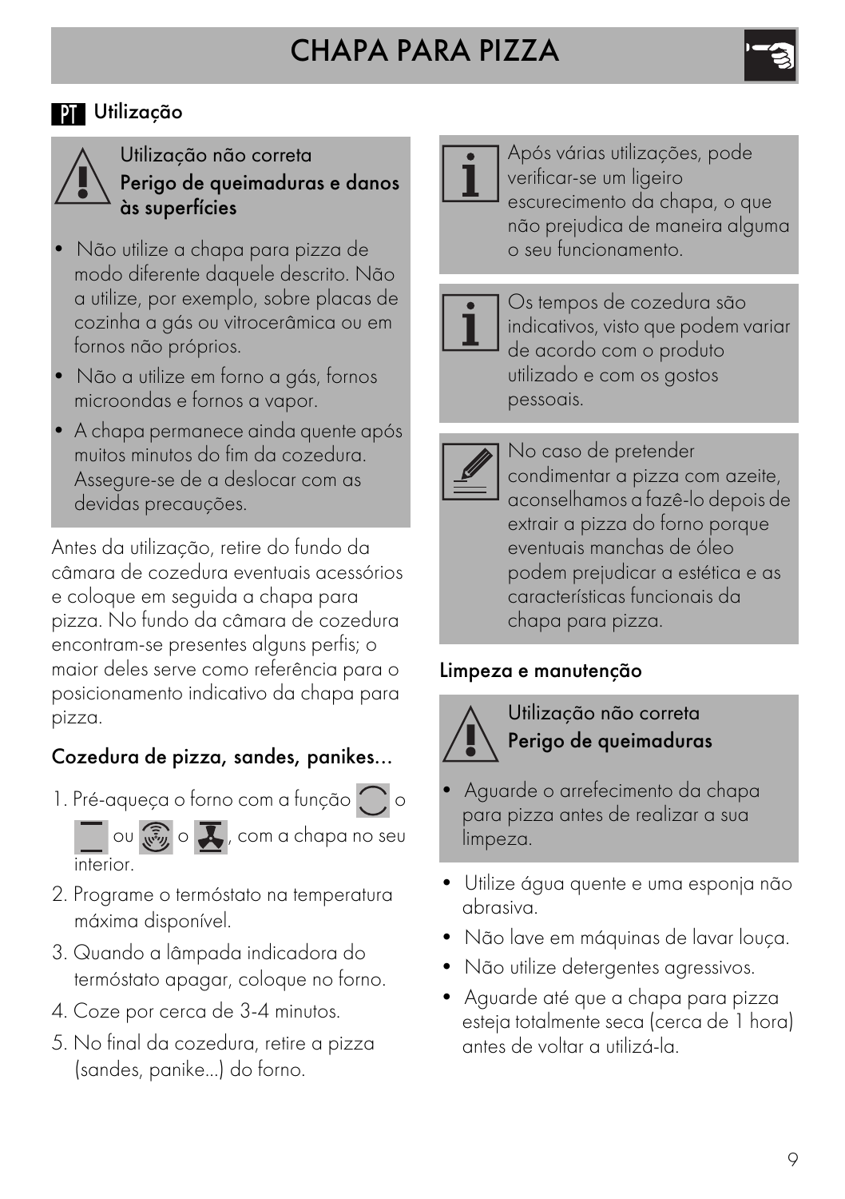# CHAPA PARA PIZZA

## PT Utilização

> **Utilização não correta**
> **Perigo de queimaduras e danos às superfícies**
>
> - Não utilize a chapa para pizza de modo diferente daquele descrito. Não a utilize, por exemplo, sobre placas de cozinha a gás ou vitrocerâmica ou em fornos não próprios.
> - Não a utilize em forno a gás, fornos microondas e fornos a vapor.
> - A chapa permanece ainda quente após muitos minutos do fim da cozedura. Assegure-se de a deslocar com as devidas precauções.

Antes da utilização, retire do fundo da câmara de cozedura eventuais acessórios e coloque em seguida a chapa para pizza. No fundo da câmara de cozedura encontram-se presentes alguns perfis; o maior deles serve como referência para o posicionamento indicativo da chapa para pizza.

### Cozedura de pizza, sandes, panikes...

1. Pré-aqueça o forno com a função o ou o , com a chapa no seu interior.
2. Programe o termóstato na temperatura máxima disponível.
3. Quando a lâmpada indicadora do termóstato apagar, coloque no forno.
4. Coze por cerca de 3-4 minutos.
5. No final da cozedura, retire a pizza (sandes, panike...) do forno.

> Após várias utilizações, pode verificar-se um ligeiro escurecimento da chapa, o que não prejudica de maneira alguma o seu funcionamento.

> Os tempos de cozedura são indicativos, visto que podem variar de acordo com o produto utilizado e com os gostos pessoais.

> No caso de pretender condimentar a pizza com azeite, aconselhamos a fazê-lo depois de extrair a pizza do forno porque eventuais manchas de óleo podem prejudicar a estética e as características funcionais da chapa para pizza.

### Limpeza e manutenção

> **Utilização não correta**
> **Perigo de queimaduras**
>
> - Aguarde o arrefecimento da chapa para pizza antes de realizar a sua limpeza.

- Utilize água quente e uma esponja não abrasiva.
- Não lave em máquinas de lavar louça.
- Não utilize detergentes agressivos.
- Aguarde até que a chapa para pizza esteja totalmente seca (cerca de 1 hora) antes de voltar a utilizá-la.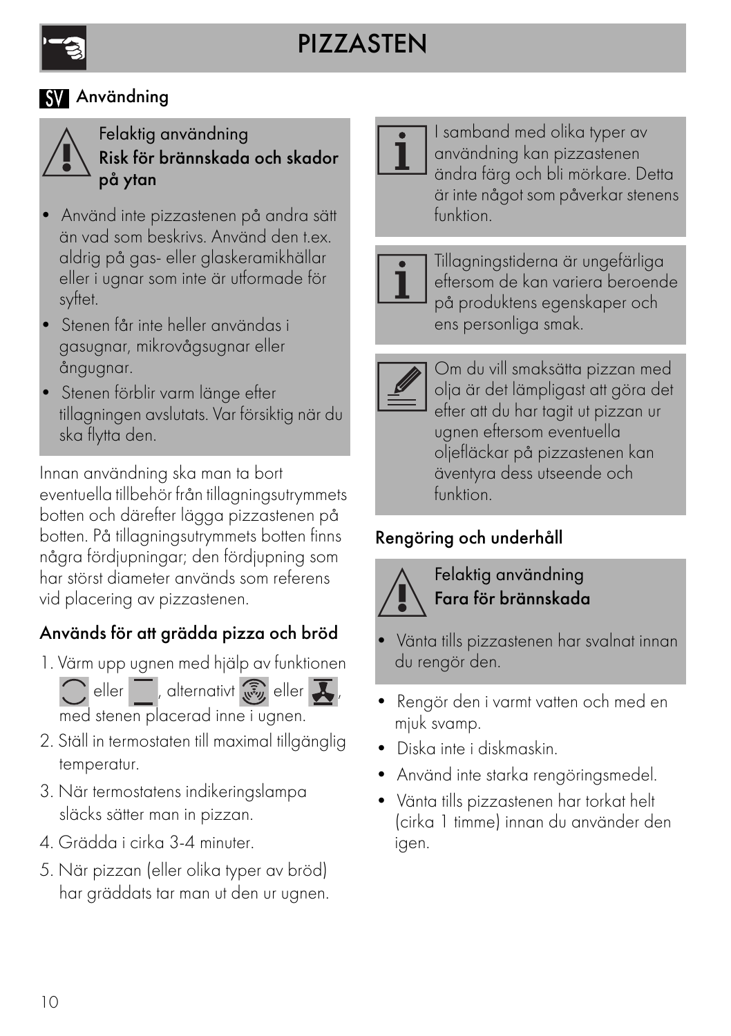# PIZZASTEN

## SV Användning

> Felaktig användning
> **Risk för brännskada och skador på ytan**
>
> - Använd inte pizzastenen på andra sätt än vad som beskrivs. Använd den t.ex. aldrig på gas- eller glaskeramikhällar eller i ugnar som inte är utformade för syftet.
> - Stenen får inte heller användas i gasugnar, mikrovågsugnar eller ångugnar.
> - Stenen förblir varm länge efter tillagningen avslutats. Var försiktig när du ska flytta den.

Innan användning ska man ta bort eventuella tillbehör från tillagningsutrymmets botten och därefter lägga pizzastenen på botten. På tillagningsutrymmets botten finns några fördjupningar; den fördjupning som har störst diameter används som referens vid placering av pizzastenen.

### Används för att grädda pizza och bröd

1. Värm upp ugnen med hjälp av funktionen eller , alternativt eller , med stenen placerad inne i ugnen.
2. Ställ in termostaten till maximal tillgänglig temperatur.
3. När termostatens indikeringslampa släcks sätter man in pizzan.
4. Grädda i cirka 3-4 minuter.
5. När pizzan (eller olika typer av bröd) har gräddats tar man ut den ur ugnen.

> I samband med olika typer av användning kan pizzastenen ändra färg och bli mörkare. Detta är inte något som påverkar stenens funktion.

> Tillagningstiderna är ungefärliga eftersom de kan variera beroende på produktens egenskaper och ens personliga smak.

> Om du vill smaksätta pizzan med olja är det lämpligast att göra det efter att du har tagit ut pizzan ur ugnen eftersom eventuella oljefläckar på pizzastenen kan äventyra dess utseende och funktion.

### Rengöring och underhåll

> Felaktig användning
> **Fara för brännskada**
>
> - Vänta tills pizzastenen har svalnat innan du rengör den.

- Rengör den i varmt vatten och med en mjuk svamp.
- Diska inte i diskmaskin.
- Använd inte starka rengöringsmedel.
- Vänta tills pizzastenen har torkat helt (cirka 1 timme) innan du använder den igen.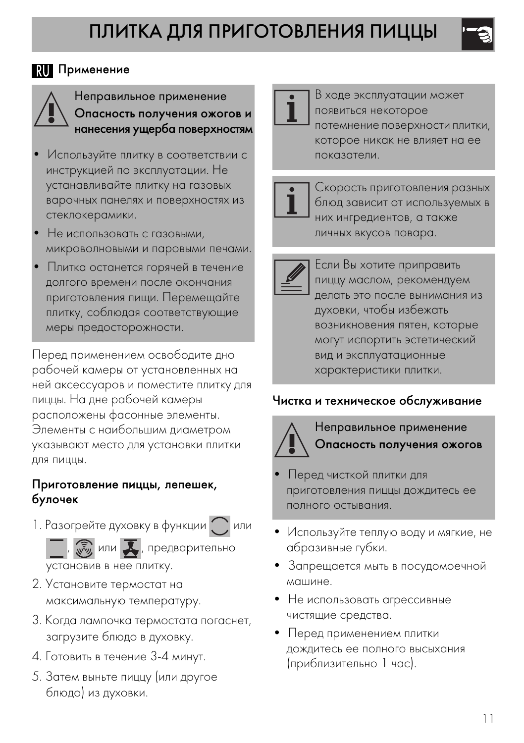# ПЛИТКА ДЛЯ ПРИГОТОВЛЕНИЯ ПИЦЦЫ

## RU Применение

**Неправильное применение**
**Опасность получения ожогов и нанесения ущерба поверхностям**

- Используйте плитку в соответствии с инструкцией по эксплуатации. Не устанавливайте плитку на газовых варочных панелях и поверхностях из стеклокерамики.
- Не использовать с газовыми, микроволновыми и паровыми печами.
- Плитка останется горячей в течение долгого времени после окончания приготовления пищи. Перемещайте плитку, соблюдая соответствующие меры предосторожности.

Перед применением освободите дно рабочей камеры от установленных на ней аксессуаров и поместите плитку для пиццы. На дне рабочей камеры расположены фасонные элементы. Элементы с наибольшим диаметром указывают место для установки плитки для пиццы.

### Приготовление пиццы, лепешек, булочек

1. Разогрейте духовку в функции или , или , предварительно установив в нее плитку.
2. Установите термостат на максимальную температуру.
3. Когда лампочка термостата погаснет, загрузите блюдо в духовку.
4. Готовить в течение 3-4 минут.
5. Затем выньте пиццу (или другое блюдо) из духовки.

В ходе эксплуатации может появиться некоторое потемнение поверхности плитки, которое никак не влияет на ее показатели.

Скорость приготовления разных блюд зависит от используемых в них ингредиентов, а также личных вкусов повара.

Если Вы хотите приправить пиццу маслом, рекомендуем делать это после вынимания из духовки, чтобы избежать возникновения пятен, которые могут испортить эстетический вид и эксплуатационные характеристики плитки.

### Чистка и техническое обслуживание

**Неправильное применение**
**Опасность получения ожогов**

- Перед чисткой плитки для приготовления пиццы дождитесь ее полного остывания.

- Используйте теплую воду и мягкие, не абразивные губки.
- Запрещается мыть в посудомоечной машине.
- Не использовать агрессивные чистящие средства.
- Перед применением плитки дождитесь ее полного высыхания (приблизительно 1 час).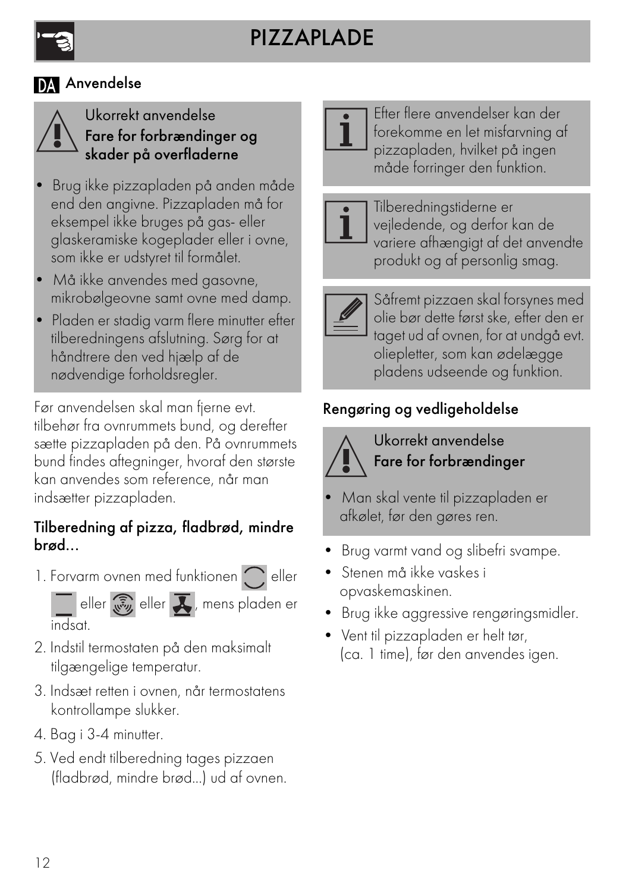# PIZZAPLADE

## DA Anvendelse

**Ukorrekt anvendelse**
**Fare for forbrændinger og skader på overfladerne**

- Brug ikke pizzapladen på anden måde end den angivne. Pizzapladen må for eksempel ikke bruges på gas- eller glaskeramiske kogeplader eller i ovne, som ikke er udstyret til formålet.
- Må ikke anvendes med gasovne, mikrobølgeovne samt ovne med damp.
- Pladen er stadig varm flere minutter efter tilberedningens afslutning. Sørg for at håndtere den ved hjælp af de nødvendige forholdsregler.

Før anvendelsen skal man fjerne evt. tilbehør fra ovnrummets bund, og derefter sætte pizzapladen på den. På ovnrummets bund findes aftegninger, hvoraf den største kan anvendes som reference, når man indsætter pizzapladen.

### Tilberedning af pizza, fladbrød, mindre brød...

1. Forvarm ovnen med funktionen eller eller eller , mens pladen er indsat.
2. Indstil termostaten på den maksimalt tilgængelige temperatur.
3. Indsæt retten i ovnen, når termostatens kontrollampe slukker.
4. Bag i 3-4 minutter.
5. Ved endt tilberedning tages pizzaen (fladbrød, mindre brød...) ud af ovnen.

Efter flere anvendelser kan der forekomme en let misfarvning af pizzapladen, hvilket på ingen måde forringer den funktion.

Tilberedningstiderne er vejledende, og derfor kan de variere afhængigt af det anvendte produkt og af personlig smag.

Såfremt pizzaen skal forsynes med olie bør dette først ske, efter den er taget ud af ovnen, for at undgå evt. oliepletter, som kan ødelægge pladens udseende og funktion.

### Rengøring og vedligeholdelse

**Ukorrekt anvendelse**
**Fare for forbrændinger**

- Man skal vente til pizzapladen er afkølet, før den gøres ren.

- Brug varmt vand og slibefri svampe.
- Stenen må ikke vaskes i opvaskemaskinen.
- Brug ikke aggressive rengøringsmidler.
- Vent til pizzapladen er helt tør, (ca. 1 time), før den anvendes igen.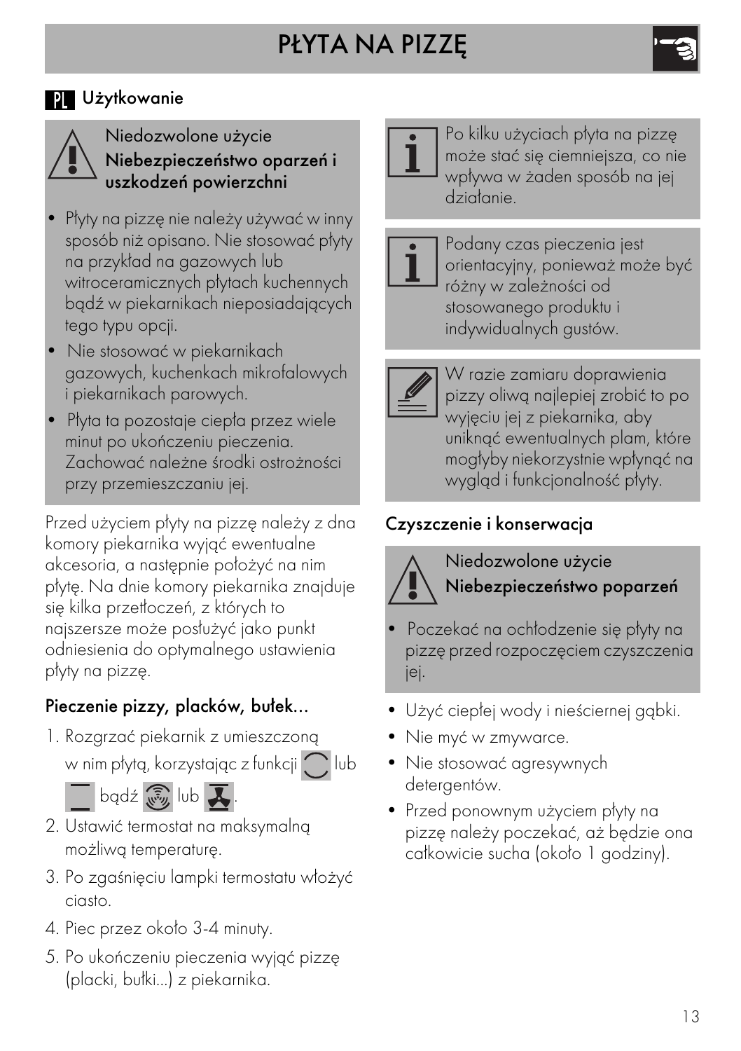# PŁYTA NA PIZZĘ

## PL Użytkowanie

**Niedozwolone użycie**
**Niebezpieczeństwo oparzeń i uszkodzeń powierzchni**

- Płyty na pizzę nie należy używać w inny sposób niż opisano. Nie stosować płyty na przykład na gazowych lub witroceramicznych płytach kuchennych bądź w piekarnikach nieposiadających tego typu opcji.
- Nie stosować w piekarnikach gazowych, kuchenkach mikrofalowych i piekarnikach parowych.
- Płyta ta pozostaje ciepła przez wiele minut po ukończeniu pieczenia. Zachować należne środki ostrożności przy przemieszczaniu jej.

Przed użyciem płyty na pizzę należy z dna komory piekarnika wyjąć ewentualne akcesoria, a następnie położyć na nim płytę. Na dnie komory piekarnika znajduje się kilka przetłoczeń, z których to najszersze może posłużyć jako punkt odniesienia do optymalnego ustawienia płyty na pizzę.

### Pieczenie pizzy, placków, bułek...

1. Rozgrzać piekarnik z umieszczoną w nim płytą, korzystając z funkcji lub bądź lub .
2. Ustawić termostat na maksymalną możliwą temperaturę.
3. Po zgaśnięciu lampki termostatu włożyć ciasto.
4. Piec przez około 3-4 minuty.
5. Po ukończeniu pieczenia wyjąć pizzę (placki, bułki...) z piekarnika.

Po kilku użyciach płyta na pizzę może stać się ciemniejsza, co nie wpływa w żaden sposób na jej działanie.

Podany czas pieczenia jest orientacyjny, ponieważ może być różny w zależności od stosowanego produktu i indywidualnych gustów.

W razie zamiaru doprawienia pizzy oliwą najlepiej zrobić to po wyjęciu jej z piekarnika, aby uniknąć ewentualnych plam, które mogłyby niekorzystnie wpłynąć na wygląd i funkcjonalność płyty.

### Czyszczenie i konserwacja

**Niedozwolone użycie**
**Niebezpieczeństwo poparzeń**

- Poczekać na ochłodzenie się płyty na pizzę przed rozpoczęciem czyszczenia jej.

- Użyć ciepłej wody i nieściernej gąbki.
- Nie myć w zmywarce.
- Nie stosować agresywnych detergentów.
- Przed ponownym użyciem płyty na pizzę należy poczekać, aż będzie ona całkowicie sucha (około 1 godziny).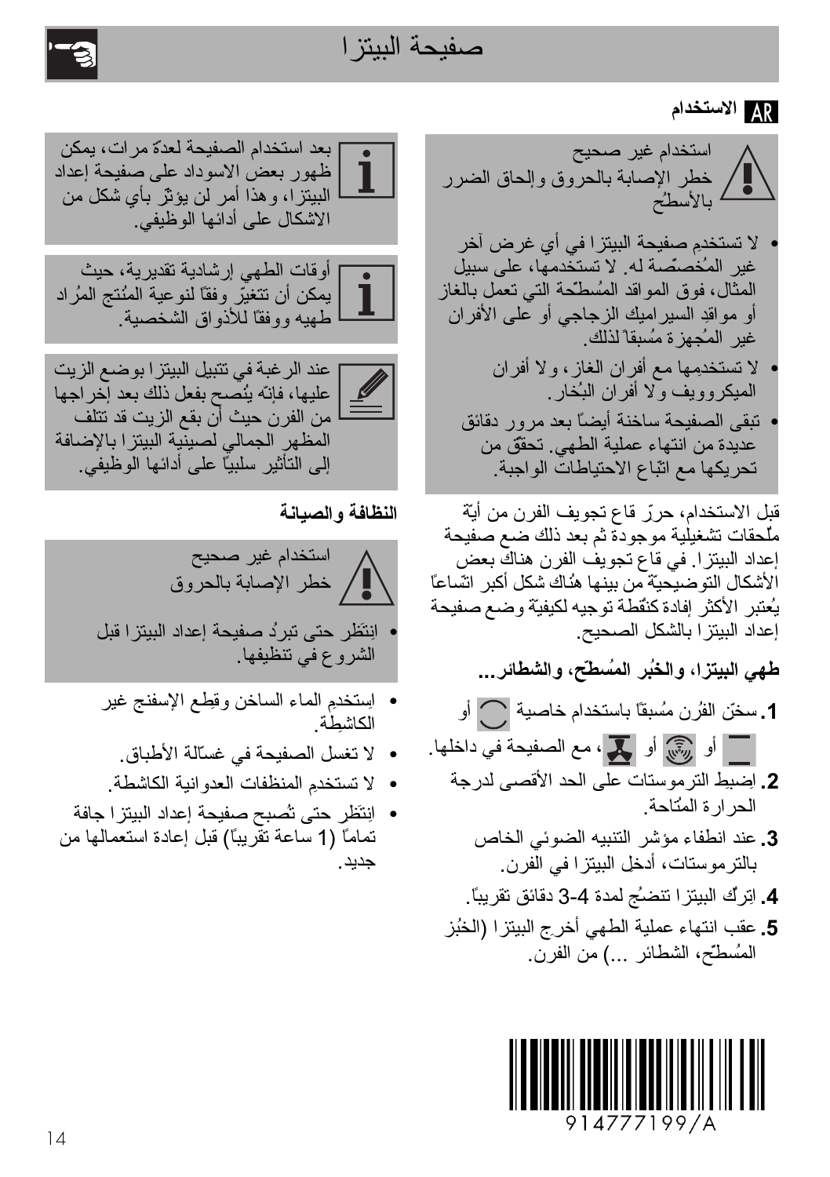# صفيحة البيتزا

## AR الاستخدام

> **استخدام غير صحيح**
> خطر الإصابة بالحروق وإلحاق الضرر بالأسطُح

- لا تستخدِم صفيحة البيتزا في أي غرض آخر غير المُخصّصة له. لا تستخدمها، على سبيل المثال، فوق المواقد المُسطّحة التي تعمل بالغاز أو مواقِد السيراميك الزجاجي أو على الأفران غير المُجهزة مُسبقاً لذلك.
- لا تستخدمِها مع أفران الغاز، ولا أفران الميكروويف ولا أفران البُخار.
- تبقى الصفيحة ساخنة أيضًا بعد مرور دقائق عديدة من انتهاء عملية الطهي. تحقّق من تحريكها مع اتّباع الاحتياطات الواجبة.

قبل الاستخدام، حررّ قاع تجويف الفرن من أيّة ملحقات تشغيلية موجودة ثم بعد ذلك ضع صفيحة إعداد البيتزا. في قاع تجويف الفرن هناك بعض الأشكال التوضيحيّة من بينها هُناك شكل أكبر اتّساعاً يُعتبر الأكثر إفادة كنقطة توجيه لكيفيّة وضع صفيحة إعداد البيتزا بالشكل الصحيح.

### طهي البيتزا، والخُبز المُسطّح، والشطائر...

1. سخّن الفُرن مُسبقًا باستخدام خاصية أو أو أو ، مع الصفيحة في داخلها.
2. اِضبط الترموستات على الحد الأقصى لدرجة الحرارة المُتاحة.
3. عند انطفاء مؤشر التنبيه الضوئي الخاص بالترموستات، أدخِل البيتزا في الفرن.
4. اِترك البيتزا تنضجُ لمدة 3-4 دقائق تقريباً.
5. عقب انتهاء عملية الطهي أخرج البيتزا (الخبُز المُسطّح، الشطائر ...) من الفرن.

> بعد استخدام الصفيحة لعدّة مرات، يمكن ظهور بعض الاسوداد على صفيحة إعداد البيتزا، وهذا أمر لن يؤثّر بأي شكل من الاشكال على أدائها الوظيفي.

> أوقات الطهي إرشادية تقديرية، حيث يمكن أن تتغيّر وفقاً لنوعية المُنتج المُراد طهيه ووفقاً للأذواق الشخصية.

> عند الرغبة في تتبيل البيتزا بوضع الزيت عليها، فإنّه يُنصح بفعل ذلك بعد إخراجها من الفرن حيث أن بقع الزيت قد تتلف المظهر الجمالي لصينية البيتزا بالإضافة إلى التأثير سلبياً على أدائها الوظيفي.

## النظافة والصيانة

> **استخدام غير صحيح**
> خطر الإصابة بالحروق

- اِنتَظِر حتى تبردُ صفيحة إعداد البيتزا قبل الشروع في تنظيفها.

- اِستخدِمِ الماء الساخن وقِطع الإسفنج غير الكاشِطة.
- لا تغسل الصفيحة في غسّالة الأطباق.
- لا تستخدِمِ المنظفات العدوانية الكاشطة.
- اِنتَظِر حتى تُصبح صفيحة إعداد البيتزا جافة تماماً (1 ساعة تقريبًا) قبل إعادة استعمالها من جديد.

914777199/A